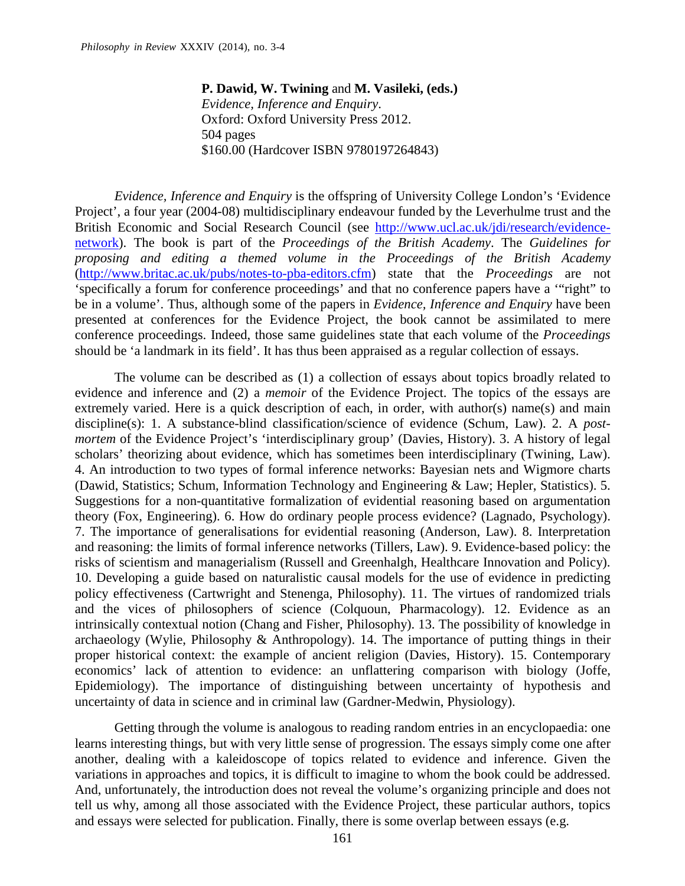**P. Dawid, W. Twining** and **M. Vasileki, (eds.)**
*Evidence, Inference and Enquiry*.
Oxford: Oxford University Press 2012.
504 pages
$160.00 (Hardcover ISBN 9780197264843)

*Evidence, Inference and Enquiry* is the offspring of University College London's 'Evidence Project', a four year (2004-08) multidisciplinary endeavour funded by the Leverhulme trust and the British Economic and Social Research Council (see http://www.ucl.ac.uk/jdi/research/evidence-network). The book is part of the *Proceedings of the British Academy*. The *Guidelines for proposing and editing a themed volume in the Proceedings of the British Academy* (http://www.britac.ac.uk/pubs/notes-to-pba-editors.cfm) state that the *Proceedings* are not 'specifically a forum for conference proceedings' and that no conference papers have a '"right" to be in a volume'. Thus, although some of the papers in *Evidence, Inference and Enquiry* have been presented at conferences for the Evidence Project, the book cannot be assimilated to mere conference proceedings. Indeed, those same guidelines state that each volume of the *Proceedings* should be 'a landmark in its field'. It has thus been appraised as a regular collection of essays.

The volume can be described as (1) a collection of essays about topics broadly related to evidence and inference and (2) a *memoir* of the Evidence Project. The topics of the essays are extremely varied. Here is a quick description of each, in order, with author(s) name(s) and main discipline(s): 1. A substance-blind classification/science of evidence (Schum, Law). 2. A *post-mortem* of the Evidence Project's 'interdisciplinary group' (Davies, History). 3. A history of legal scholars' theorizing about evidence, which has sometimes been interdisciplinary (Twining, Law). 4. An introduction to two types of formal inference networks: Bayesian nets and Wigmore charts (Dawid, Statistics; Schum, Information Technology and Engineering & Law; Hepler, Statistics). 5. Suggestions for a non-quantitative formalization of evidential reasoning based on argumentation theory (Fox, Engineering). 6. How do ordinary people process evidence? (Lagnado, Psychology). 7. The importance of generalisations for evidential reasoning (Anderson, Law). 8. Interpretation and reasoning: the limits of formal inference networks (Tillers, Law). 9. Evidence-based policy: the risks of scientism and managerialism (Russell and Greenhalgh, Healthcare Innovation and Policy). 10. Developing a guide based on naturalistic causal models for the use of evidence in predicting policy effectiveness (Cartwright and Stenenga, Philosophy). 11. The virtues of randomized trials and the vices of philosophers of science (Colquoun, Pharmacology). 12. Evidence as an intrinsically contextual notion (Chang and Fisher, Philosophy). 13. The possibility of knowledge in archaeology (Wylie, Philosophy & Anthropology). 14. The importance of putting things in their proper historical context: the example of ancient religion (Davies, History). 15. Contemporary economics' lack of attention to evidence: an unflattering comparison with biology (Joffe, Epidemiology). The importance of distinguishing between uncertainty of hypothesis and uncertainty of data in science and in criminal law (Gardner-Medwin, Physiology).

Getting through the volume is analogous to reading random entries in an encyclopaedia: one learns interesting things, but with very little sense of progression. The essays simply come one after another, dealing with a kaleidoscope of topics related to evidence and inference. Given the variations in approaches and topics, it is difficult to imagine to whom the book could be addressed. And, unfortunately, the introduction does not reveal the volume's organizing principle and does not tell us why, among all those associated with the Evidence Project, these particular authors, topics and essays were selected for publication. Finally, there is some overlap between essays (e.g.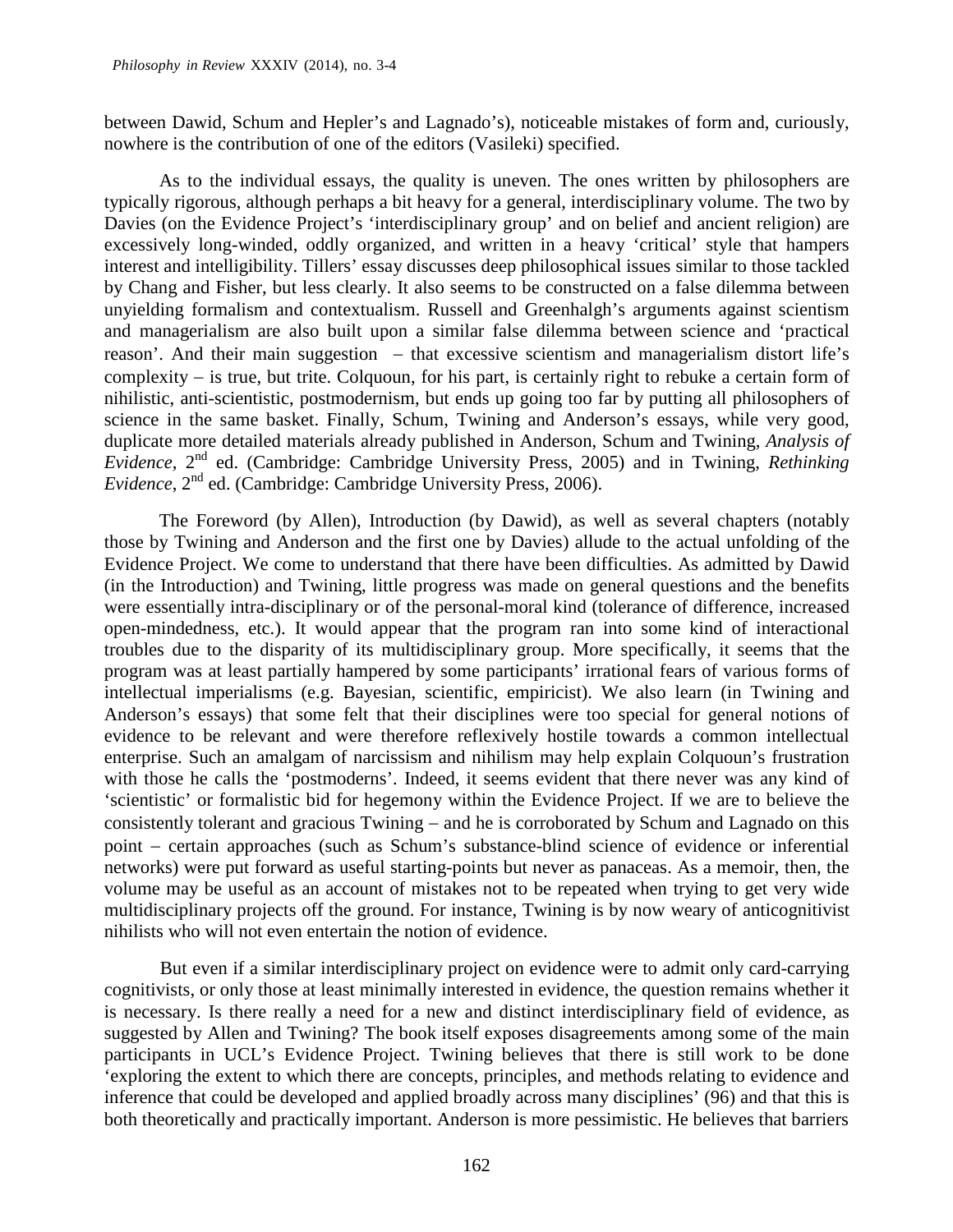between Dawid, Schum and Hepler's and Lagnado's), noticeable mistakes of form and, curiously, nowhere is the contribution of one of the editors (Vasileki) specified.

As to the individual essays, the quality is uneven. The ones written by philosophers are typically rigorous, although perhaps a bit heavy for a general, interdisciplinary volume. The two by Davies (on the Evidence Project's 'interdisciplinary group' and on belief and ancient religion) are excessively long-winded, oddly organized, and written in a heavy 'critical' style that hampers interest and intelligibility. Tillers' essay discusses deep philosophical issues similar to those tackled by Chang and Fisher, but less clearly. It also seems to be constructed on a false dilemma between unyielding formalism and contextualism. Russell and Greenhalgh's arguments against scientism and managerialism are also built upon a similar false dilemma between science and 'practical reason'. And their main suggestion – that excessive scientism and managerialism distort life's complexity – is true, but trite. Colquoun, for his part, is certainly right to rebuke a certain form of nihilistic, anti-scientistic, postmodernism, but ends up going too far by putting all philosophers of science in the same basket. Finally, Schum, Twining and Anderson's essays, while very good, duplicate more detailed materials already published in Anderson, Schum and Twining, *Analysis of Evidence*, 2nd ed. (Cambridge: Cambridge University Press, 2005) and in Twining, *Rethinking Evidence*, 2nd ed. (Cambridge: Cambridge University Press, 2006).

The Foreword (by Allen), Introduction (by Dawid), as well as several chapters (notably those by Twining and Anderson and the first one by Davies) allude to the actual unfolding of the Evidence Project. We come to understand that there have been difficulties. As admitted by Dawid (in the Introduction) and Twining, little progress was made on general questions and the benefits were essentially intra-disciplinary or of the personal-moral kind (tolerance of difference, increased open-mindedness, etc.). It would appear that the program ran into some kind of interactional troubles due to the disparity of its multidisciplinary group. More specifically, it seems that the program was at least partially hampered by some participants' irrational fears of various forms of intellectual imperialisms (e.g. Bayesian, scientific, empiricist). We also learn (in Twining and Anderson's essays) that some felt that their disciplines were too special for general notions of evidence to be relevant and were therefore reflexively hostile towards a common intellectual enterprise. Such an amalgam of narcissism and nihilism may help explain Colquoun's frustration with those he calls the 'postmoderns'. Indeed, it seems evident that there never was any kind of 'scientistic' or formalistic bid for hegemony within the Evidence Project. If we are to believe the consistently tolerant and gracious Twining – and he is corroborated by Schum and Lagnado on this point – certain approaches (such as Schum's substance-blind science of evidence or inferential networks) were put forward as useful starting-points but never as panaceas. As a memoir, then, the volume may be useful as an account of mistakes not to be repeated when trying to get very wide multidisciplinary projects off the ground. For instance, Twining is by now weary of anticognitivist nihilists who will not even entertain the notion of evidence.

But even if a similar interdisciplinary project on evidence were to admit only card-carrying cognitivists, or only those at least minimally interested in evidence, the question remains whether it is necessary. Is there really a need for a new and distinct interdisciplinary field of evidence, as suggested by Allen and Twining? The book itself exposes disagreements among some of the main participants in UCL's Evidence Project. Twining believes that there is still work to be done 'exploring the extent to which there are concepts, principles, and methods relating to evidence and inference that could be developed and applied broadly across many disciplines' (96) and that this is both theoretically and practically important. Anderson is more pessimistic. He believes that barriers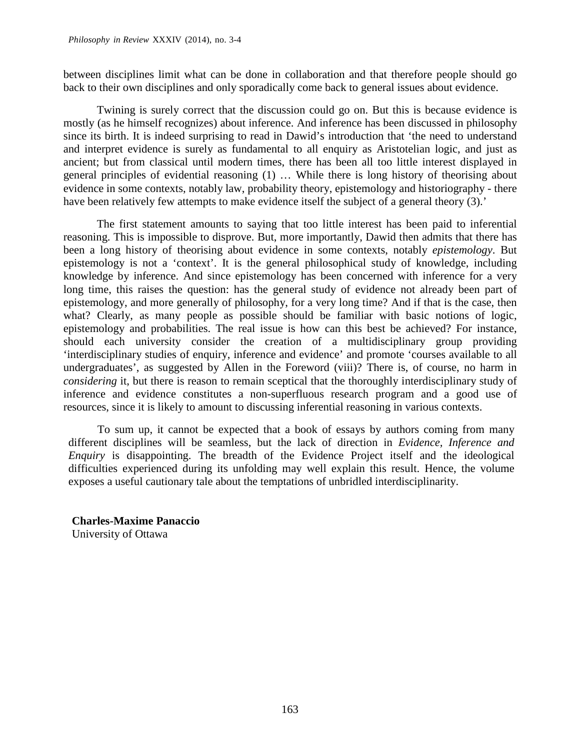between disciplines limit what can be done in collaboration and that therefore people should go back to their own disciplines and only sporadically come back to general issues about evidence.

Twining is surely correct that the discussion could go on. But this is because evidence is mostly (as he himself recognizes) about inference. And inference has been discussed in philosophy since its birth. It is indeed surprising to read in Dawid's introduction that 'the need to understand and interpret evidence is surely as fundamental to all enquiry as Aristotelian logic, and just as ancient; but from classical until modern times, there has been all too little interest displayed in general principles of evidential reasoning (1) … While there is long history of theorising about evidence in some contexts, notably law, probability theory, epistemology and historiography - there have been relatively few attempts to make evidence itself the subject of a general theory (3).'

The first statement amounts to saying that too little interest has been paid to inferential reasoning. This is impossible to disprove. But, more importantly, Dawid then admits that there has been a long history of theorising about evidence in some contexts, notably *epistemology*. But epistemology is not a 'context'. It is the general philosophical study of knowledge, including knowledge by inference. And since epistemology has been concerned with inference for a very long time, this raises the question: has the general study of evidence not already been part of epistemology, and more generally of philosophy, for a very long time? And if that is the case, then what? Clearly, as many people as possible should be familiar with basic notions of logic, epistemology and probabilities. The real issue is how can this best be achieved? For instance, should each university consider the creation of a multidisciplinary group providing 'interdisciplinary studies of enquiry, inference and evidence' and promote 'courses available to all undergraduates', as suggested by Allen in the Foreword (viii)? There is, of course, no harm in *considering* it, but there is reason to remain sceptical that the thoroughly interdisciplinary study of inference and evidence constitutes a non-superfluous research program and a good use of resources, since it is likely to amount to discussing inferential reasoning in various contexts.

To sum up, it cannot be expected that a book of essays by authors coming from many different disciplines will be seamless, but the lack of direction in *Evidence, Inference and Enquiry* is disappointing. The breadth of the Evidence Project itself and the ideological difficulties experienced during its unfolding may well explain this result. Hence, the volume exposes a useful cautionary tale about the temptations of unbridled interdisciplinarity.

**Charles-Maxime Panaccio**
University of Ottawa